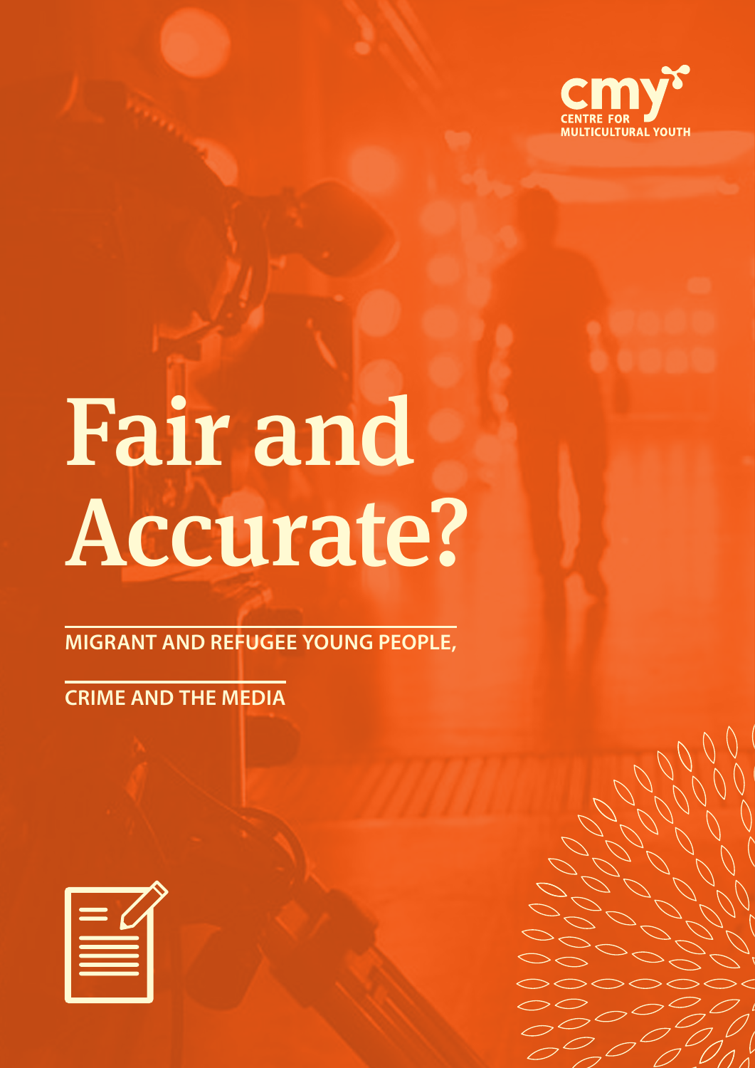cmy
CENTRE FOR MULTICULTURAL YOUTH

# Fair and Accurate?

## MIGRANT AND REFUGEE YOUNG PEOPLE, CRIME AND THE MEDIA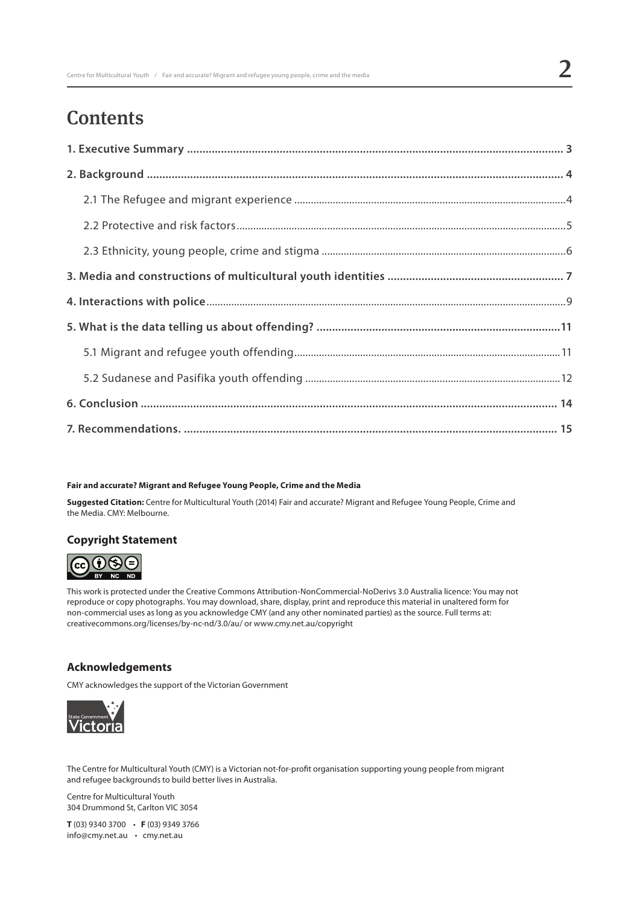# Contents

**1. Executive Summary ........................................................ 3**

**2. Background ........................................................ 4**

2.1 The Refugee and migrant experience ........................................................ 4

2.2 Protective and risk factors ........................................................ 5

2.3 Ethnicity, young people, crime and stigma ........................................................ 6

**3. Media and constructions of multicultural youth identities ........................................................ 7**

**4. Interactions with police ........................................................ 9**

**5. What is the data telling us about offending? ........................................................ 11**

5.1 Migrant and refugee youth offending ........................................................ 11

5.2 Sudanese and Pasifika youth offending ........................................................ 12

**6. Conclusion ........................................................ 14**

**7. Recommendations. ........................................................ 15**

**Fair and accurate? Migrant and Refugee Young People, Crime and the Media**

**Suggested Citation:** Centre for Multicultural Youth (2014) Fair and accurate? Migrant and Refugee Young People, Crime and the Media. CMY: Melbourne.

### Copyright Statement

This work is protected under the Creative Commons Attribution-NonCommercial-NoDerivs 3.0 Australia licence: You may not reproduce or copy photographs. You may download, share, display, print and reproduce this material in unaltered form for non-commercial uses as long as you acknowledge CMY (and any other nominated parties) as the source. Full terms at: creativecommons.org/licenses/by-nc-nd/3.0/au/ or www.cmy.net.au/copyright

### Acknowledgements

CMY acknowledges the support of the Victorian Government

The Centre for Multicultural Youth (CMY) is a Victorian not-for-profit organisation supporting young people from migrant and refugee backgrounds to build better lives in Australia.

Centre for Multicultural Youth
304 Drummond St, Carlton VIC 3054

**T** (03) 9340 3700 • **F** (03) 9349 3766
info@cmy.net.au • cmy.net.au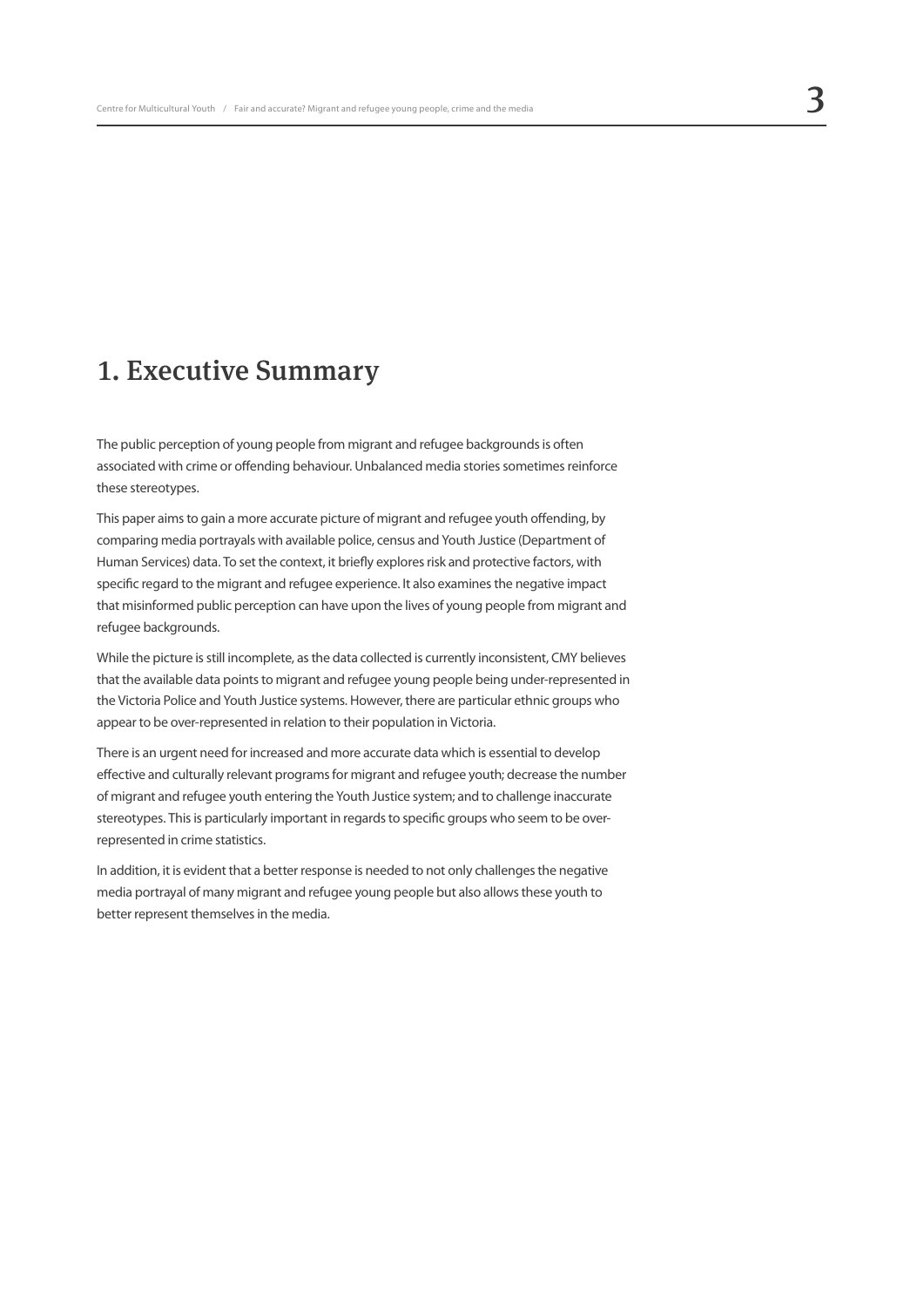# 1. Executive Summary

The public perception of young people from migrant and refugee backgrounds is often associated with crime or offending behaviour. Unbalanced media stories sometimes reinforce these stereotypes.

This paper aims to gain a more accurate picture of migrant and refugee youth offending, by comparing media portrayals with available police, census and Youth Justice (Department of Human Services) data. To set the context, it briefly explores risk and protective factors, with specific regard to the migrant and refugee experience. It also examines the negative impact that misinformed public perception can have upon the lives of young people from migrant and refugee backgrounds.

While the picture is still incomplete, as the data collected is currently inconsistent, CMY believes that the available data points to migrant and refugee young people being under-represented in the Victoria Police and Youth Justice systems. However, there are particular ethnic groups who appear to be over-represented in relation to their population in Victoria.

There is an urgent need for increased and more accurate data which is essential to develop effective and culturally relevant programs for migrant and refugee youth; decrease the number of migrant and refugee youth entering the Youth Justice system; and to challenge inaccurate stereotypes. This is particularly important in regards to specific groups who seem to be over-represented in crime statistics.

In addition, it is evident that a better response is needed to not only challenges the negative media portrayal of many migrant and refugee young people but also allows these youth to better represent themselves in the media.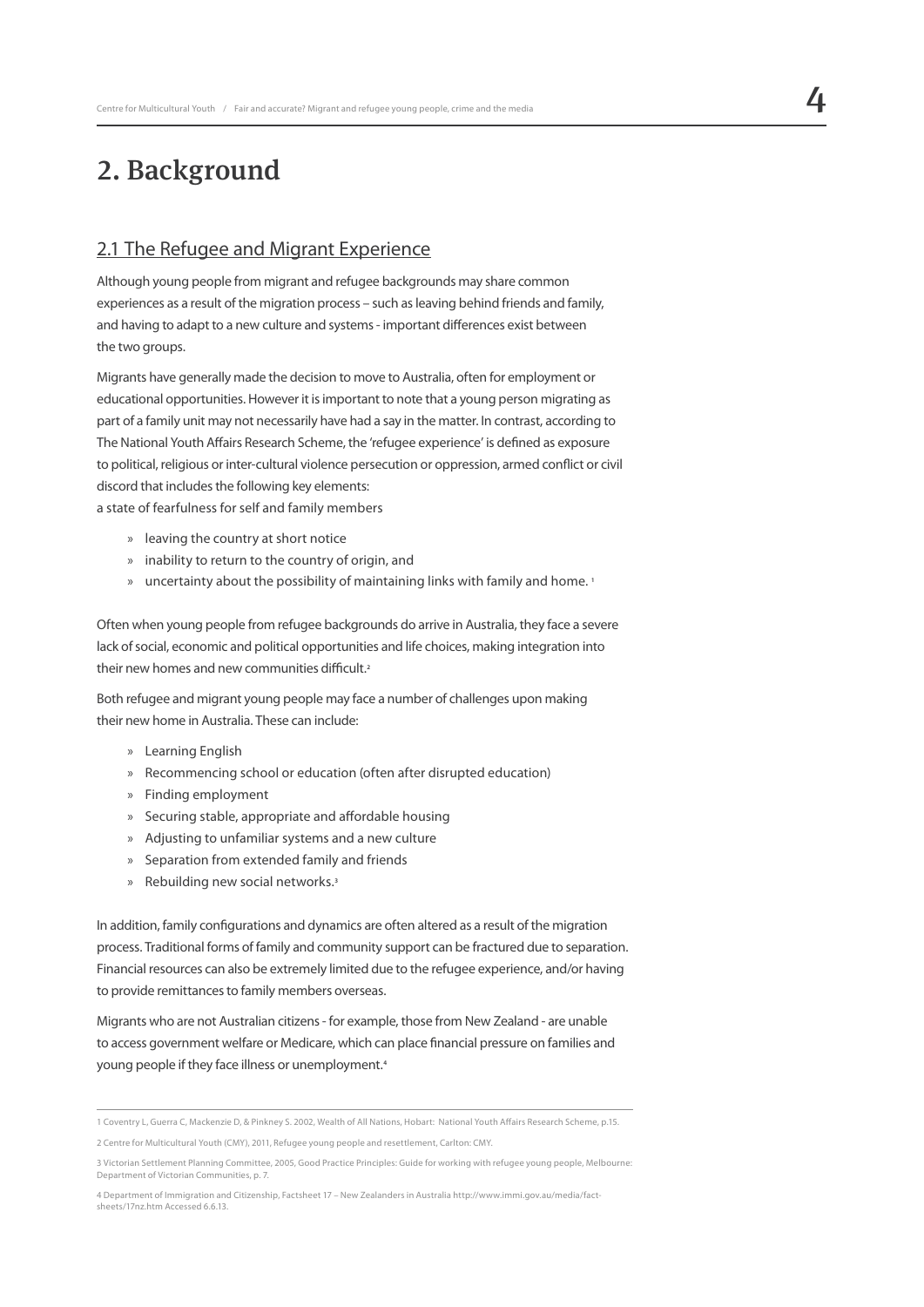# 2. Background

## 2.1 The Refugee and Migrant Experience

Although young people from migrant and refugee backgrounds may share common experiences as a result of the migration process – such as leaving behind friends and family, and having to adapt to a new culture and systems - important differences exist between the two groups.

Migrants have generally made the decision to move to Australia, often for employment or educational opportunities. However it is important to note that a young person migrating as part of a family unit may not necessarily have had a say in the matter. In contrast, according to The National Youth Affairs Research Scheme, the 'refugee experience' is defined as exposure to political, religious or inter-cultural violence persecution or oppression, armed conflict or civil discord that includes the following key elements:
a state of fearfulness for self and family members

- leaving the country at short notice
- inability to return to the country of origin, and
- uncertainty about the possibility of maintaining links with family and home. [1]

Often when young people from refugee backgrounds do arrive in Australia, they face a severe lack of social, economic and political opportunities and life choices, making integration into their new homes and new communities difficult.[2]

Both refugee and migrant young people may face a number of challenges upon making their new home in Australia. These can include:

- Learning English
- Recommencing school or education (often after disrupted education)
- Finding employment
- Securing stable, appropriate and affordable housing
- Adjusting to unfamiliar systems and a new culture
- Separation from extended family and friends
- Rebuilding new social networks.[3]

In addition, family configurations and dynamics are often altered as a result of the migration process. Traditional forms of family and community support can be fractured due to separation. Financial resources can also be extremely limited due to the refugee experience, and/or having to provide remittances to family members overseas.

Migrants who are not Australian citizens - for example, those from New Zealand - are unable to access government welfare or Medicare, which can place financial pressure on families and young people if they face illness or unemployment.[4]

---

1 Coventry L, Guerra C, Mackenzie D, & Pinkney S. 2002, Wealth of All Nations, Hobart: National Youth Affairs Research Scheme, p.15.

2 Centre for Multicultural Youth (CMY), 2011, Refugee young people and resettlement, Carlton: CMY.

3 Victorian Settlement Planning Committee, 2005, Good Practice Principles: Guide for working with refugee young people, Melbourne: Department of Victorian Communities, p. 7.

4 Department of Immigration and Citizenship, Factsheet 17 – New Zealanders in Australia http://www.immi.gov.au/media/fact-sheets/17nz.htm Accessed 6.6.13.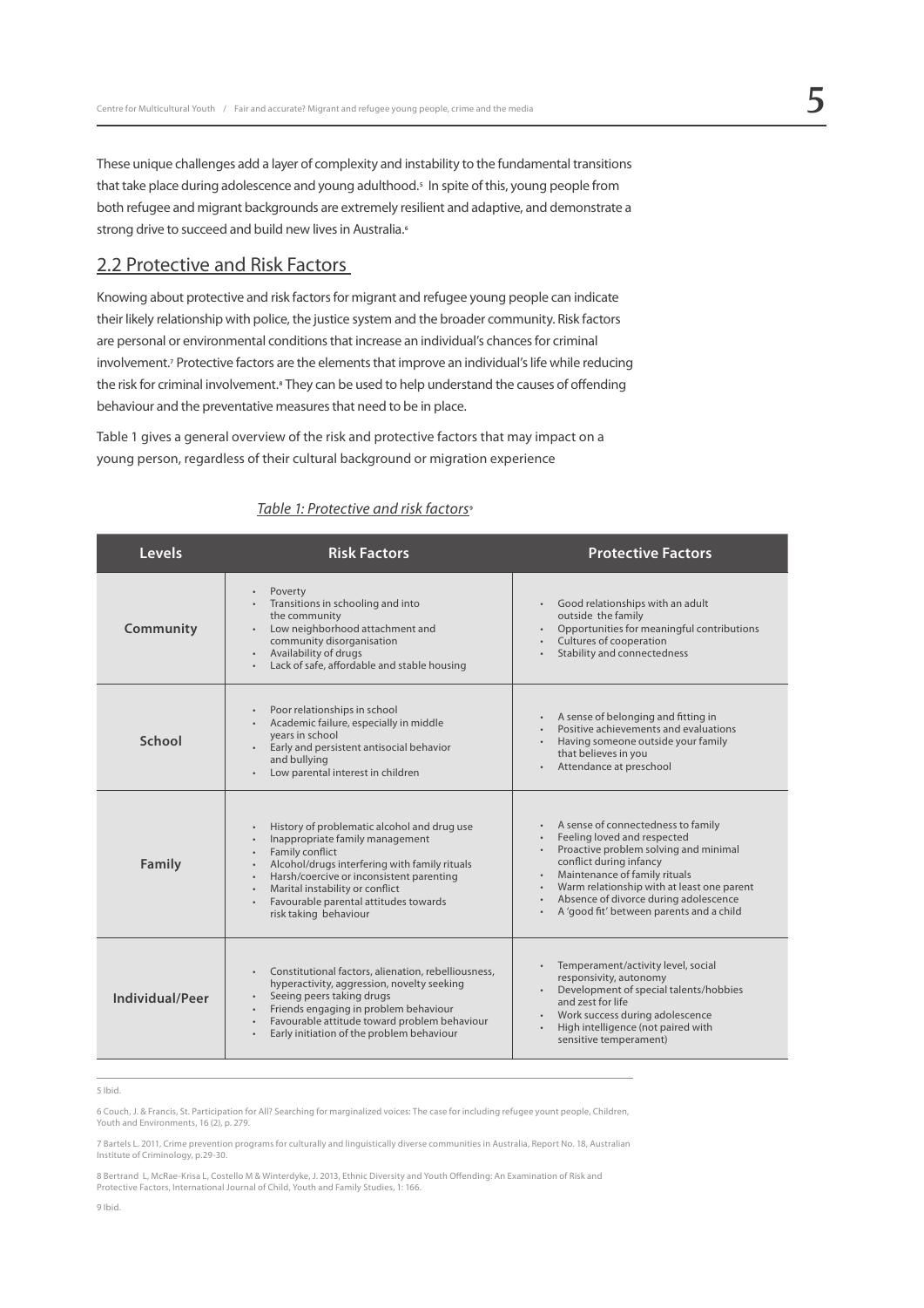These unique challenges add a layer of complexity and instability to the fundamental transitions that take place during adolescence and young adulthood.[5] In spite of this, young people from both refugee and migrant backgrounds are extremely resilient and adaptive, and demonstrate a strong drive to succeed and build new lives in Australia.[6]

## 2.2 Protective and Risk Factors

Knowing about protective and risk factors for migrant and refugee young people can indicate their likely relationship with police, the justice system and the broader community. Risk factors are personal or environmental conditions that increase an individual's chances for criminal involvement.[7] Protective factors are the elements that improve an individual's life while reducing the risk for criminal involvement.[8] They can be used to help understand the causes of offending behaviour and the preventative measures that need to be in place.

Table 1 gives a general overview of the risk and protective factors that may impact on a young person, regardless of their cultural background or migration experience

*Table 1: Protective and risk factors*[9]

| Levels | Risk Factors | Protective Factors |
|---|---|---|
| **Community** | • Poverty<br>• Transitions in schooling and into the community<br>• Low neighborhood attachment and community disorganisation<br>• Availability of drugs<br>• Lack of safe, affordable and stable housing | • Good relationships with an adult outside the family<br>• Opportunities for meaningful contributions<br>• Cultures of cooperation<br>• Stability and connectedness |
| **School** | • Poor relationships in school<br>• Academic failure, especially in middle years in school<br>• Early and persistent antisocial behavior and bullying<br>• Low parental interest in children | • A sense of belonging and fitting in<br>• Positive achievements and evaluations<br>• Having someone outside your family that believes in you<br>• Attendance at preschool |
| **Family** | • History of problematic alcohol and drug use<br>• Inappropriate family management<br>• Family conflict<br>• Alcohol/drugs interfering with family rituals<br>• Harsh/coercive or inconsistent parenting<br>• Marital instability or conflict<br>• Favourable parental attitudes towards risk taking behaviour | • A sense of connectedness to family<br>• Feeling loved and respected<br>• Proactive problem solving and minimal conflict during infancy<br>• Maintenance of family rituals<br>• Warm relationship with at least one parent<br>• Absence of divorce during adolescence<br>• A 'good fit' between parents and a child |
| **Individual/Peer** | • Constitutional factors, alienation, rebelliousness, hyperactivity, aggression, novelty seeking<br>• Seeing peers taking drugs<br>• Friends engaging in problem behaviour<br>• Favourable attitude toward problem behaviour<br>• Early initiation of the problem behaviour | • Temperament/activity level, social responsivity, autonomy<br>• Development of special talents/hobbies and zest for life<br>• Work success during adolescence<br>• High intelligence (not paired with sensitive temperament) |

---

5 Ibid.

6 Couch, J. & Francis, St. Participation for All? Searching for marginalized voices: The case for including refugee yount people, Children, Youth and Environments, 16 (2), p. 279.

7 Bartels L. 2011, Crime prevention programs for culturally and linguistically diverse communities in Australia, Report No. 18, Australian Institute of Criminology, p.29-30.

8 Bertrand L, McRae-Krisa L, Costello M & Winterdyke, J. 2013, Ethnic Diversity and Youth Offending: An Examination of Risk and Protective Factors, International Journal of Child, Youth and Family Studies, 1: 166.

9 Ibid.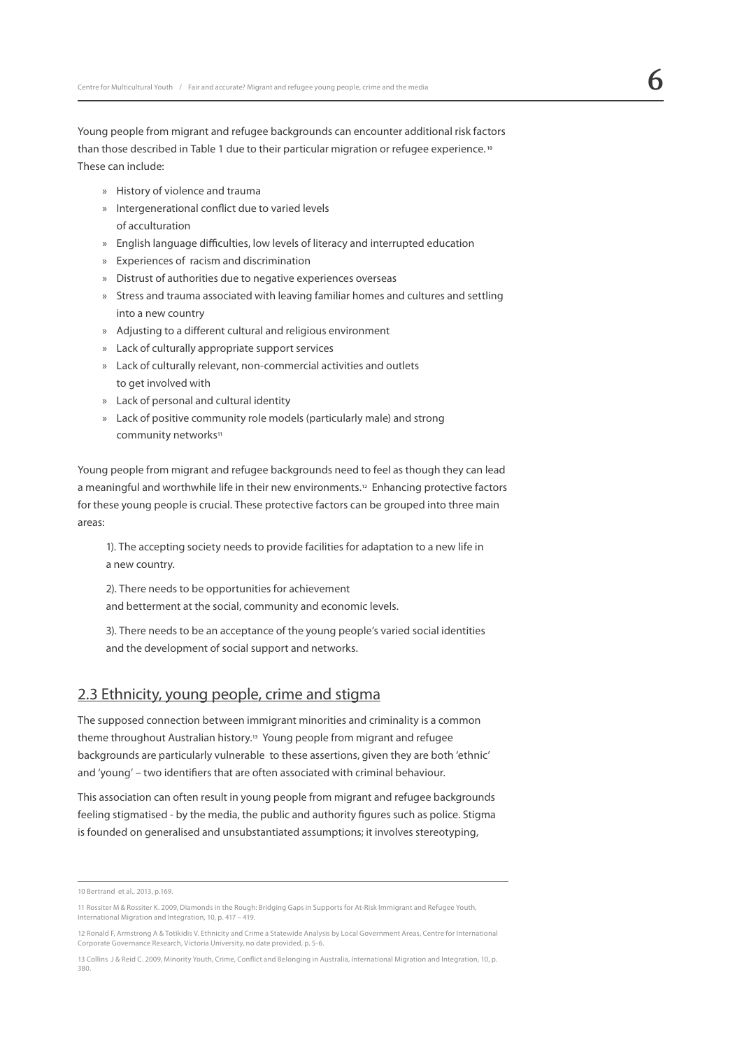Young people from migrant and refugee backgrounds can encounter additional risk factors than those described in Table 1 due to their particular migration or refugee experience.[10] These can include:

- History of violence and trauma
- Intergenerational conflict due to varied levels of acculturation
- English language difficulties, low levels of literacy and interrupted education
- Experiences of racism and discrimination
- Distrust of authorities due to negative experiences overseas
- Stress and trauma associated with leaving familiar homes and cultures and settling into a new country
- Adjusting to a different cultural and religious environment
- Lack of culturally appropriate support services
- Lack of culturally relevant, non-commercial activities and outlets to get involved with
- Lack of personal and cultural identity
- Lack of positive community role models (particularly male) and strong community networks[11]

Young people from migrant and refugee backgrounds need to feel as though they can lead a meaningful and worthwhile life in their new environments.[12] Enhancing protective factors for these young people is crucial. These protective factors can be grouped into three main areas:

1). The accepting society needs to provide facilities for adaptation to a new life in a new country.

2). There needs to be opportunities for achievement and betterment at the social, community and economic levels.

3). There needs to be an acceptance of the young people's varied social identities and the development of social support and networks.

## 2.3 Ethnicity, young people, crime and stigma

The supposed connection between immigrant minorities and criminality is a common theme throughout Australian history.[13] Young people from migrant and refugee backgrounds are particularly vulnerable to these assertions, given they are both 'ethnic' and 'young' – two identifiers that are often associated with criminal behaviour.

This association can often result in young people from migrant and refugee backgrounds feeling stigmatised - by the media, the public and authority figures such as police. Stigma is founded on generalised and unsubstantiated assumptions; it involves stereotyping,

---

10 Bertrand et al., 2013, p.169.

11 Rossiter M & Rossiter K. 2009, Diamonds in the Rough: Bridging Gaps in Supports for At-Risk Immigrant and Refugee Youth, International Migration and Integration, 10, p. 417 – 419.

12 Ronald F, Armstrong A & Totikidis V. Ethnicity and Crime a Statewide Analysis by Local Government Areas, Centre for International Corporate Governance Research, Victoria University, no date provided, p. 5-6.

13 Collins J & Reid C. 2009, Minority Youth, Crime, Conflict and Belonging in Australia, International Migration and Integration, 10, p. 380.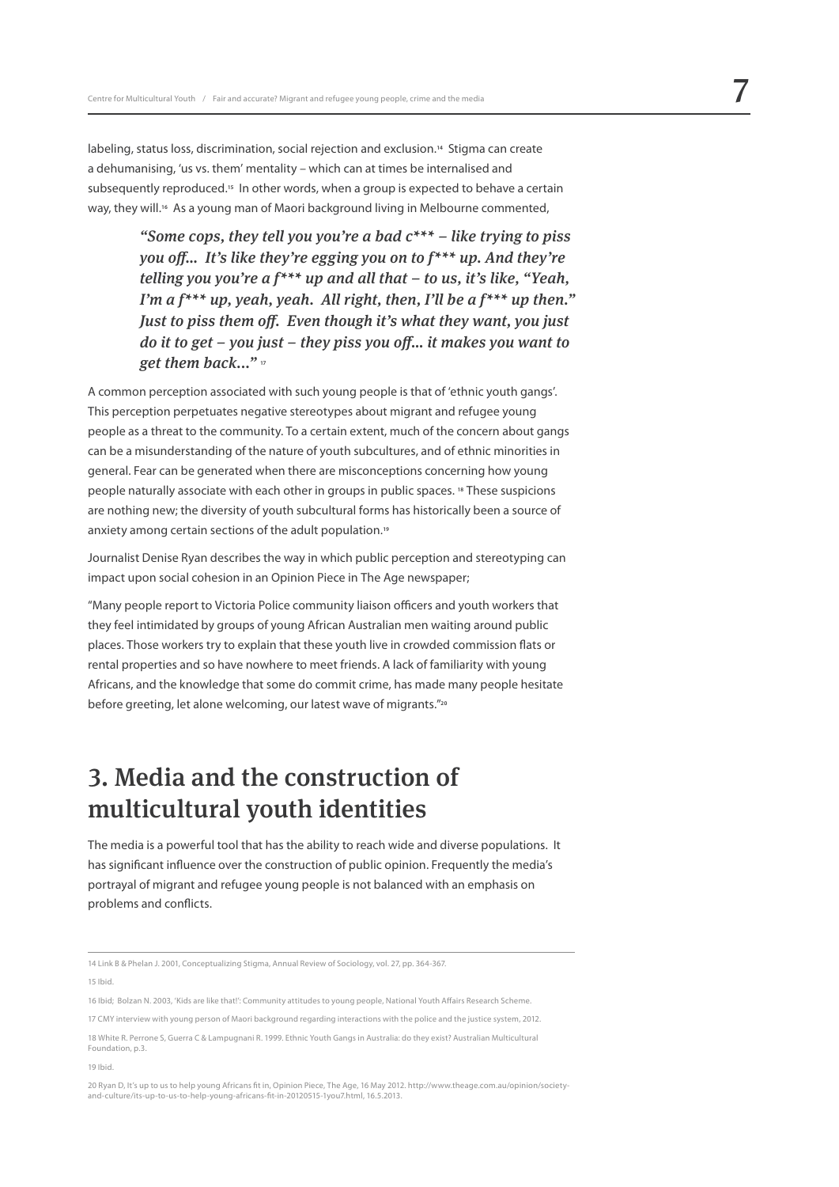labeling, status loss, discrimination, social rejection and exclusion.[14] Stigma can create a dehumanising, 'us vs. them' mentality – which can at times be internalised and subsequently reproduced.[15] In other words, when a group is expected to behave a certain way, they will.[16] As a young man of Maori background living in Melbourne commented,

> ***"Some cops, they tell you you're a bad c\*\*\* – like trying to piss you off... It's like they're egging you on to f\*\*\* up. And they're telling you you're a f\*\*\* up and all that – to us, it's like, "Yeah, I'm a f\*\*\* up, yeah, yeah. All right, then, I'll be a f\*\*\* up then." Just to piss them off. Even though it's what they want, you just do it to get – you just – they piss you off... it makes you want to get them back..."*** [17]

A common perception associated with such young people is that of 'ethnic youth gangs'. This perception perpetuates negative stereotypes about migrant and refugee young people as a threat to the community. To a certain extent, much of the concern about gangs can be a misunderstanding of the nature of youth subcultures, and of ethnic minorities in general. Fear can be generated when there are misconceptions concerning how young people naturally associate with each other in groups in public spaces. [18] These suspicions are nothing new; the diversity of youth subcultural forms has historically been a source of anxiety among certain sections of the adult population.[19]

Journalist Denise Ryan describes the way in which public perception and stereotyping can impact upon social cohesion in an Opinion Piece in The Age newspaper;

"Many people report to Victoria Police community liaison officers and youth workers that they feel intimidated by groups of young African Australian men waiting around public places. Those workers try to explain that these youth live in crowded commission flats or rental properties and so have nowhere to meet friends. A lack of familiarity with young Africans, and the knowledge that some do commit crime, has made many people hesitate before greeting, let alone welcoming, our latest wave of migrants."[20]

## 3. Media and the construction of multicultural youth identities

The media is a powerful tool that has the ability to reach wide and diverse populations. It has significant influence over the construction of public opinion. Frequently the media's portrayal of migrant and refugee young people is not balanced with an emphasis on problems and conflicts.

---

14 Link B & Phelan J. 2001, Conceptualizing Stigma, Annual Review of Sociology, vol. 27, pp. 364-367.

15 Ibid.

16 Ibid; Bolzan N. 2003, 'Kids are like that!': Community attitudes to young people, National Youth Affairs Research Scheme.

17 CMY interview with young person of Maori background regarding interactions with the police and the justice system, 2012.

18 White R. Perrone S, Guerra C & Lampugnani R. 1999. Ethnic Youth Gangs in Australia: do they exist? Australian Multicultural Foundation, p.3.

19 Ibid.

20 Ryan D, It's up to us to help young Africans fit in, Opinion Piece, The Age, 16 May 2012. http://www.theage.com.au/opinion/society-and-culture/its-up-to-us-to-help-young-africans-fit-in-20120515-1you7.html, 16.5.2013.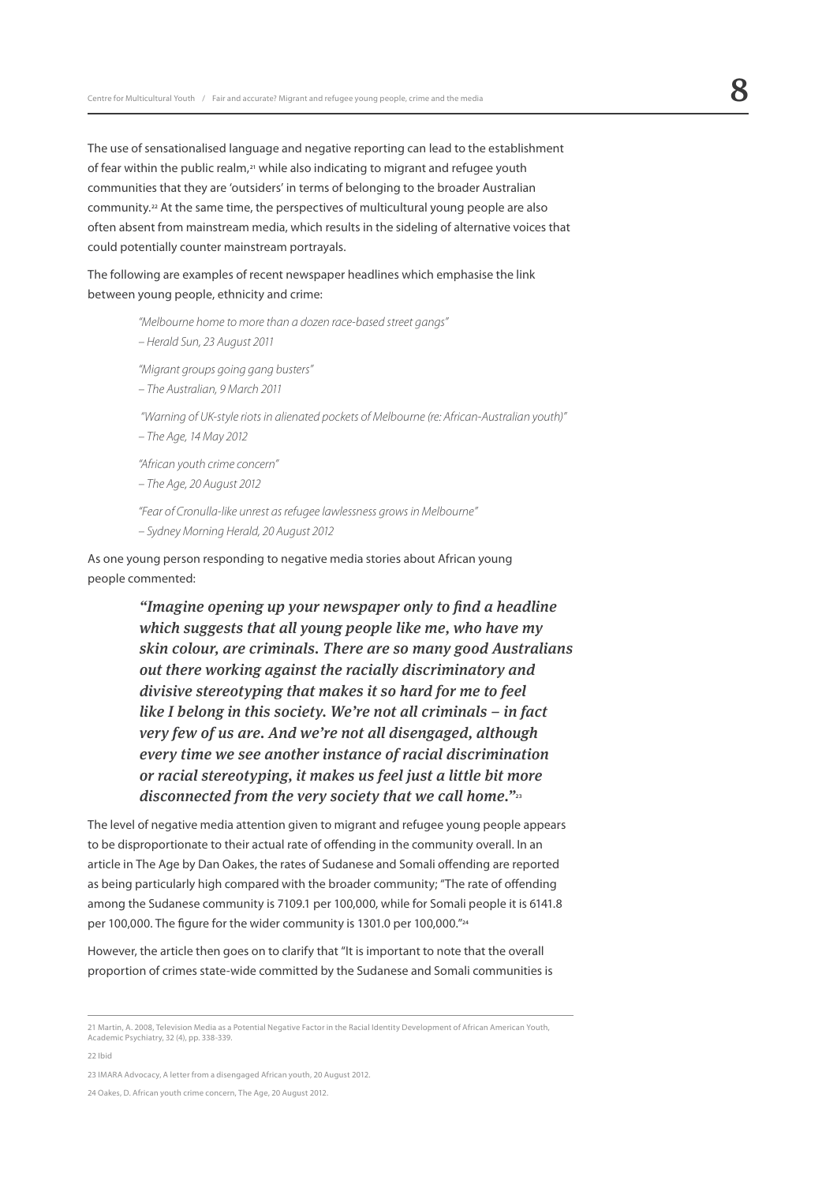The use of sensationalised language and negative reporting can lead to the establishment of fear within the public realm,[21] while also indicating to migrant and refugee youth communities that they are 'outsiders' in terms of belonging to the broader Australian community.[22] At the same time, the perspectives of multicultural young people are also often absent from mainstream media, which results in the sideling of alternative voices that could potentially counter mainstream portrayals.

The following are examples of recent newspaper headlines which emphasise the link between young people, ethnicity and crime:

> *"Melbourne home to more than a dozen race-based street gangs"*
> *– Herald Sun, 23 August 2011*
>
> *"Migrant groups going gang busters"*
> *– The Australian, 9 March 2011*
>
> *"Warning of UK-style riots in alienated pockets of Melbourne (re: African-Australian youth)"*
> *– The Age, 14 May 2012*
>
> *"African youth crime concern"*
> *– The Age, 20 August 2012*
>
> *"Fear of Cronulla-like unrest as refugee lawlessness grows in Melbourne"*
> *– Sydney Morning Herald, 20 August 2012*

As one young person responding to negative media stories about African young people commented:

> ***"Imagine opening up your newspaper only to find a headline which suggests that all young people like me, who have my skin colour, are criminals. There are so many good Australians out there working against the racially discriminatory and divisive stereotyping that makes it so hard for me to feel like I belong in this society. We're not all criminals – in fact very few of us are. And we're not all disengaged, although every time we see another instance of racial discrimination or racial stereotyping, it makes us feel just a little bit more disconnected from the very society that we call home."***[23]

The level of negative media attention given to migrant and refugee young people appears to be disproportionate to their actual rate of offending in the community overall. In an article in The Age by Dan Oakes, the rates of Sudanese and Somali offending are reported as being particularly high compared with the broader community; "The rate of offending among the Sudanese community is 7109.1 per 100,000, while for Somali people it is 6141.8 per 100,000. The figure for the wider community is 1301.0 per 100,000."[24]

However, the article then goes on to clarify that "It is important to note that the overall proportion of crimes state-wide committed by the Sudanese and Somali communities is

---

21 Martin, A. 2008, Television Media as a Potential Negative Factor in the Racial Identity Development of African American Youth, Academic Psychiatry, 32 (4), pp. 338-339.

22 Ibid

23 IMARA Advocacy, A letter from a disengaged African youth, 20 August 2012.

24 Oakes, D. African youth crime concern, The Age, 20 August 2012.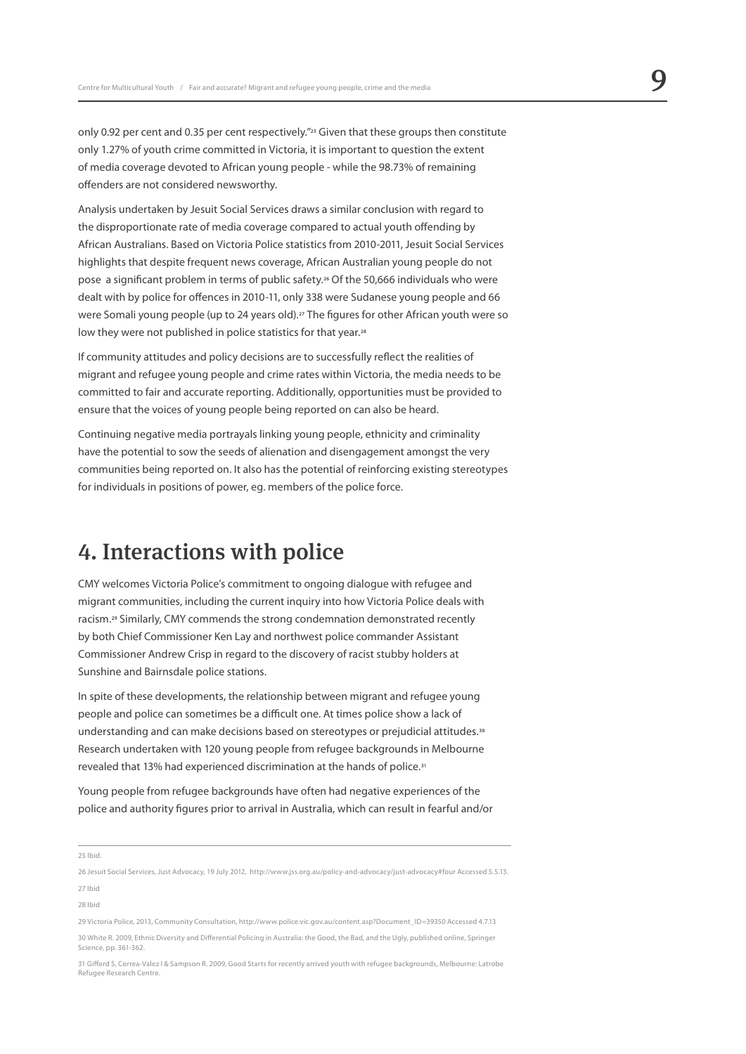only 0.92 per cent and 0.35 per cent respectively."[25] Given that these groups then constitute only 1.27% of youth crime committed in Victoria, it is important to question the extent of media coverage devoted to African young people - while the 98.73% of remaining offenders are not considered newsworthy.

Analysis undertaken by Jesuit Social Services draws a similar conclusion with regard to the disproportionate rate of media coverage compared to actual youth offending by African Australians. Based on Victoria Police statistics from 2010-2011, Jesuit Social Services highlights that despite frequent news coverage, African Australian young people do not pose a significant problem in terms of public safety.[26] Of the 50,666 individuals who were dealt with by police for offences in 2010-11, only 338 were Sudanese young people and 66 were Somali young people (up to 24 years old).[27] The figures for other African youth were so low they were not published in police statistics for that year.[28]

If community attitudes and policy decisions are to successfully reflect the realities of migrant and refugee young people and crime rates within Victoria, the media needs to be committed to fair and accurate reporting. Additionally, opportunities must be provided to ensure that the voices of young people being reported on can also be heard.

Continuing negative media portrayals linking young people, ethnicity and criminality have the potential to sow the seeds of alienation and disengagement amongst the very communities being reported on. It also has the potential of reinforcing existing stereotypes for individuals in positions of power, eg. members of the police force.

## 4. Interactions with police

CMY welcomes Victoria Police's commitment to ongoing dialogue with refugee and migrant communities, including the current inquiry into how Victoria Police deals with racism.[29] Similarly, CMY commends the strong condemnation demonstrated recently by both Chief Commissioner Ken Lay and northwest police commander Assistant Commissioner Andrew Crisp in regard to the discovery of racist stubby holders at Sunshine and Bairnsdale police stations.

In spite of these developments, the relationship between migrant and refugee young people and police can sometimes be a difficult one. At times police show a lack of understanding and can make decisions based on stereotypes or prejudicial attitudes.[30] Research undertaken with 120 young people from refugee backgrounds in Melbourne revealed that 13% had experienced discrimination at the hands of police.[31]

Young people from refugee backgrounds have often had negative experiences of the police and authority figures prior to arrival in Australia, which can result in fearful and/or

---

25 Ibid.

26 Jesuit Social Services, Just Advocacy, 19 July 2012, http://www.jss.org.au/policy-and-advocacy/just-advocacy#four Accessed 5.5.13.

27 Ibid

28 Ibid

29 Victoria Police, 2013, Community Consultation, http://www.police.vic.gov.au/content.asp?Document_ID=39350 Accessed 4.7.13

30 White R. 2009, Ethnic Diversity and Differential Policing in Australia: the Good, the Bad, and the Ugly, published online, Springer Science, pp. 361-362.

31 Gifford S, Correa-Valez I & Sampson R. 2009, Good Starts for recently arrived youth with refugee backgrounds, Melbourne: Latrobe Refugee Research Centre.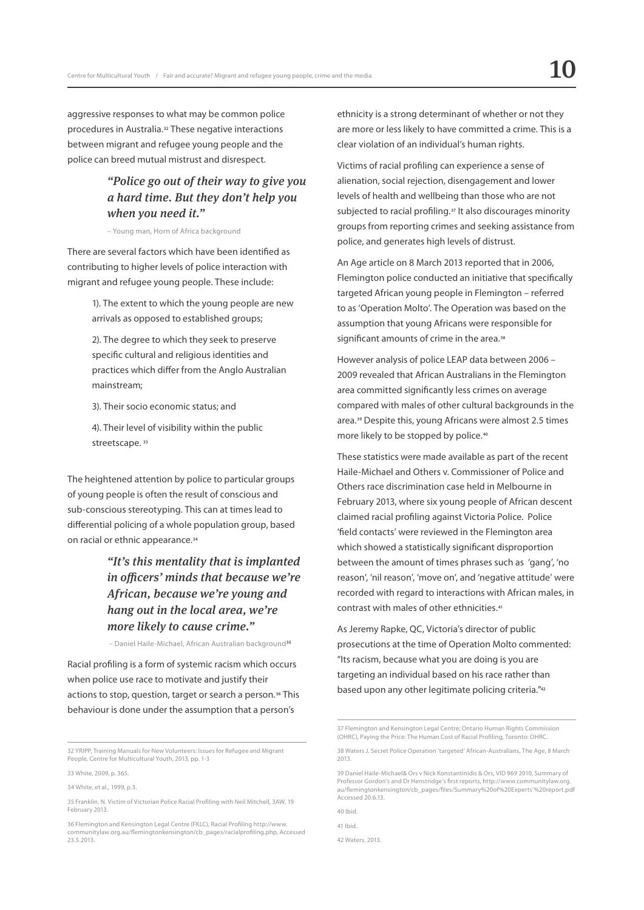aggressive responses to what may be common police procedures in Australia.[32] These negative interactions between migrant and refugee young people and the police can breed mutual mistrust and disrespect.

> ***"Police go out of their way to give you a hard time. But they don't help you when you need it."***
>
> – Young man, Horn of Africa background

There are several factors which have been identified as contributing to higher levels of police interaction with migrant and refugee young people. These include:

1). The extent to which the young people are new arrivals as opposed to established groups;

2). The degree to which they seek to preserve specific cultural and religious identities and practices which differ from the Anglo Australian mainstream;

3). Their socio economic status; and

4). Their level of visibility within the public streetscape. [33]

The heightened attention by police to particular groups of young people is often the result of conscious and sub-conscious stereotyping. This can at times lead to differential policing of a whole population group, based on racial or ethnic appearance.[34]

> ***"It's this mentality that is implanted in officers' minds that because we're African, because we're young and hang out in the local area, we're more likely to cause crime."***
>
> – Daniel Haile-Michael, African Australian background[35]

Racial profiling is a form of systemic racism which occurs when police use race to motivate and justify their actions to stop, question, target or search a person.[36] This behaviour is done under the assumption that a person's ethnicity is a strong determinant of whether or not they are more or less likely to have committed a crime. This is a clear violation of an individual's human rights.

Victims of racial profiling can experience a sense of alienation, social rejection, disengagement and lower levels of health and wellbeing than those who are not subjected to racial profiling.[37] It also discourages minority groups from reporting crimes and seeking assistance from police, and generates high levels of distrust.

An Age article on 8 March 2013 reported that in 2006, Flemington police conducted an initiative that specifically targeted African young people in Flemington – referred to as 'Operation Molto'. The Operation was based on the assumption that young Africans were responsible for significant amounts of crime in the area.[38]

However analysis of police LEAP data between 2006 – 2009 revealed that African Australians in the Flemington area committed significantly less crimes on average compared with males of other cultural backgrounds in the area.[39] Despite this, young Africans were almost 2.5 times more likely to be stopped by police.[40]

These statistics were made available as part of the recent Haile-Michael and Others v. Commissioner of Police and Others race discrimination case held in Melbourne in February 2013, where six young people of African descent claimed racial profiling against Victoria Police. Police 'field contacts' were reviewed in the Flemington area which showed a statistically significant disproportion between the amount of times phrases such as 'gang', 'no reason', 'nil reason', 'move on', and 'negative attitude' were recorded with regard to interactions with African males, in contrast with males of other ethnicities.[41]

As Jeremy Rapke, QC, Victoria's director of public prosecutions at the time of Operation Molto commented: "Its racism, because what you are doing is you are targeting an individual based on his race rather than based upon any other legitimate policing criteria."[42]

---

32 YRIPP, Training Manuals for New Volunteers: Issues for Refugee and Migrant People, Centre for Multicultural Youth, 2013, pp. 1-3

33 White, 2009, p. 365.

34 White, et al., 1999, p.3.

35 Franklin, N. Victim of Victorian Police Racial Profiling with Neil Mitchell, 3AW, 19 February 2013.

36 Flemington and Kensington Legal Centre (FKLC), Racial Profiling http://www.communitylaw.org.au/flemingtonkensington/cb_pages/racialprofiling.php, Accessed 23.5.2013.

37 Flemington and Kensington Legal Centre; Ontario Human Rights Commission (OHRC), Paying the Price: The Human Cost of Racial Profiling, Toronto: OHRC.

38 Waters J. Secret Police Operation 'targeted' African-Australians, The Age, 8 March 2013.

39 Daniel Haile-Michael& Ors v Nick Konstantinidis & Ors, VID 969 2010, Summary of Professor Gordon's and Dr Henstridge's first reports, http://www.communitylaw.org.au/flemingtonkensington/cb_pages/files/Summary%20of%20Experts'%20report.pdf Accessed 20.6.13.

40 Ibid.

41 Ibid.

42 Waters, 2013.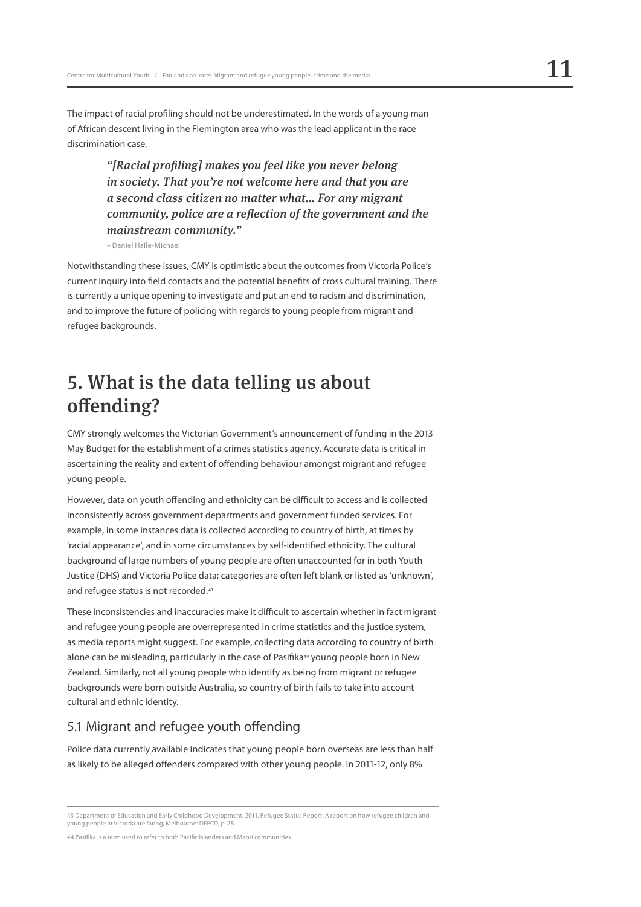The impact of racial profiling should not be underestimated. In the words of a young man of African descent living in the Flemington area who was the lead applicant in the race discrimination case,

> ***"[Racial profiling] makes you feel like you never belong in society. That you're not welcome here and that you are a second class citizen no matter what... For any migrant community, police are a reflection of the government and the mainstream community."***
>
> – Daniel Haile-Michael

Notwithstanding these issues, CMY is optimistic about the outcomes from Victoria Police's current inquiry into field contacts and the potential benefits of cross cultural training. There is currently a unique opening to investigate and put an end to racism and discrimination, and to improve the future of policing with regards to young people from migrant and refugee backgrounds.

# 5. What is the data telling us about offending?

CMY strongly welcomes the Victorian Government's announcement of funding in the 2013 May Budget for the establishment of a crimes statistics agency. Accurate data is critical in ascertaining the reality and extent of offending behaviour amongst migrant and refugee young people.

However, data on youth offending and ethnicity can be difficult to access and is collected inconsistently across government departments and government funded services. For example, in some instances data is collected according to country of birth, at times by 'racial appearance', and in some circumstances by self-identified ethnicity. The cultural background of large numbers of young people are often unaccounted for in both Youth Justice (DHS) and Victoria Police data; categories are often left blank or listed as 'unknown', and refugee status is not recorded.[43]

These inconsistencies and inaccuracies make it difficult to ascertain whether in fact migrant and refugee young people are overrepresented in crime statistics and the justice system, as media reports might suggest. For example, collecting data according to country of birth alone can be misleading, particularly in the case of Pasifika[44] young people born in New Zealand. Similarly, not all young people who identify as being from migrant or refugee backgrounds were born outside Australia, so country of birth fails to take into account cultural and ethnic identity.

## 5.1 Migrant and refugee youth offending

Police data currently available indicates that young people born overseas are less than half as likely to be alleged offenders compared with other young people. In 2011-12, only 8%

---

43 Department of Education and Early Childhood Development, 2011, Refugee Status Report: A report on how refugee children and young people in Victoria are faring, Melbourne: DEECD, p. 78.

44 Pasifika is a term used to refer to both Pacific Islanders and Maori communities.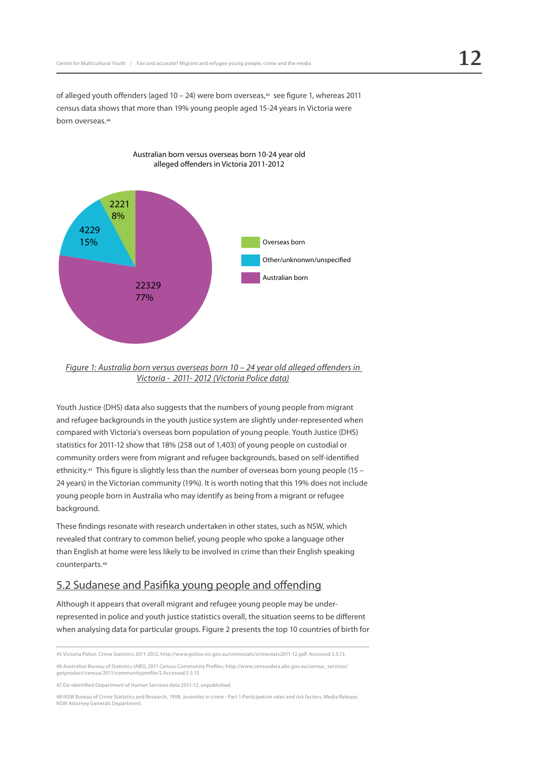of alleged youth offenders (aged 10 – 24) were born overseas,[45] see figure 1, whereas 2011 census data shows that more than 19% young people aged 15-24 years in Victoria were born overseas.[46]

Australian born versus overseas born 10-24 year old alleged offenders in Victoria 2011-2012

| Category | Number | Percentage |
| --- | --- | --- |
| Overseas born | 2221 | 8% |
| Other/unknonwn/unspecified | 4229 | 15% |
| Australian born | 22329 | 77% |

*Figure 1: Australia born versus overseas born 10 – 24 year old alleged offenders in Victoria - 2011- 2012 (Victoria Police data)*

Youth Justice (DHS) data also suggests that the numbers of young people from migrant and refugee backgrounds in the youth justice system are slightly under-represented when compared with Victoria's overseas born population of young people. Youth Justice (DHS) statistics for 2011-12 show that 18% (258 out of 1,403) of young people on custodial or community orders were from migrant and refugee backgrounds, based on self-identified ethnicity.[47] This figure is slightly less than the number of overseas born young people (15 – 24 years) in the Victorian community (19%). It is worth noting that this 19% does not include young people born in Australia who may identify as being from a migrant or refugee background.

These findings resonate with research undertaken in other states, such as NSW, which revealed that contrary to common belief, young people who spoke a language other than English at home were less likely to be involved in crime than their English speaking counterparts.[48]

## 5.2 Sudanese and Pasifika young people and offending

Although it appears that overall migrant and refugee young people may be under-represented in police and youth justice statistics overall, the situation seems to be different when analysing data for particular groups. Figure 2 presents the top 10 countries of birth for

45 Victoria Police, Crime Statistics 2011-2012, http://www.police.vic.gov.au/crimestats/crimestats2011-12.pdf. Accessed 5.5.13.

46 Australian Bureau of Statistics (ABS), 2011 Census Community Profiles, http://www.censusdata.abs.gov.au/census_services/getproduct/census/2011/communityprofile/2 Accessed 5.5.13.

47 De-identified Department of Human Services data 2011-12, unpublished.

48 NSW Bureau of Crime Statistics and Research, 1998, Juveniles in crime - Part 1:Participation rates and risk factors, Media Release, NSW Attorney Generals Department.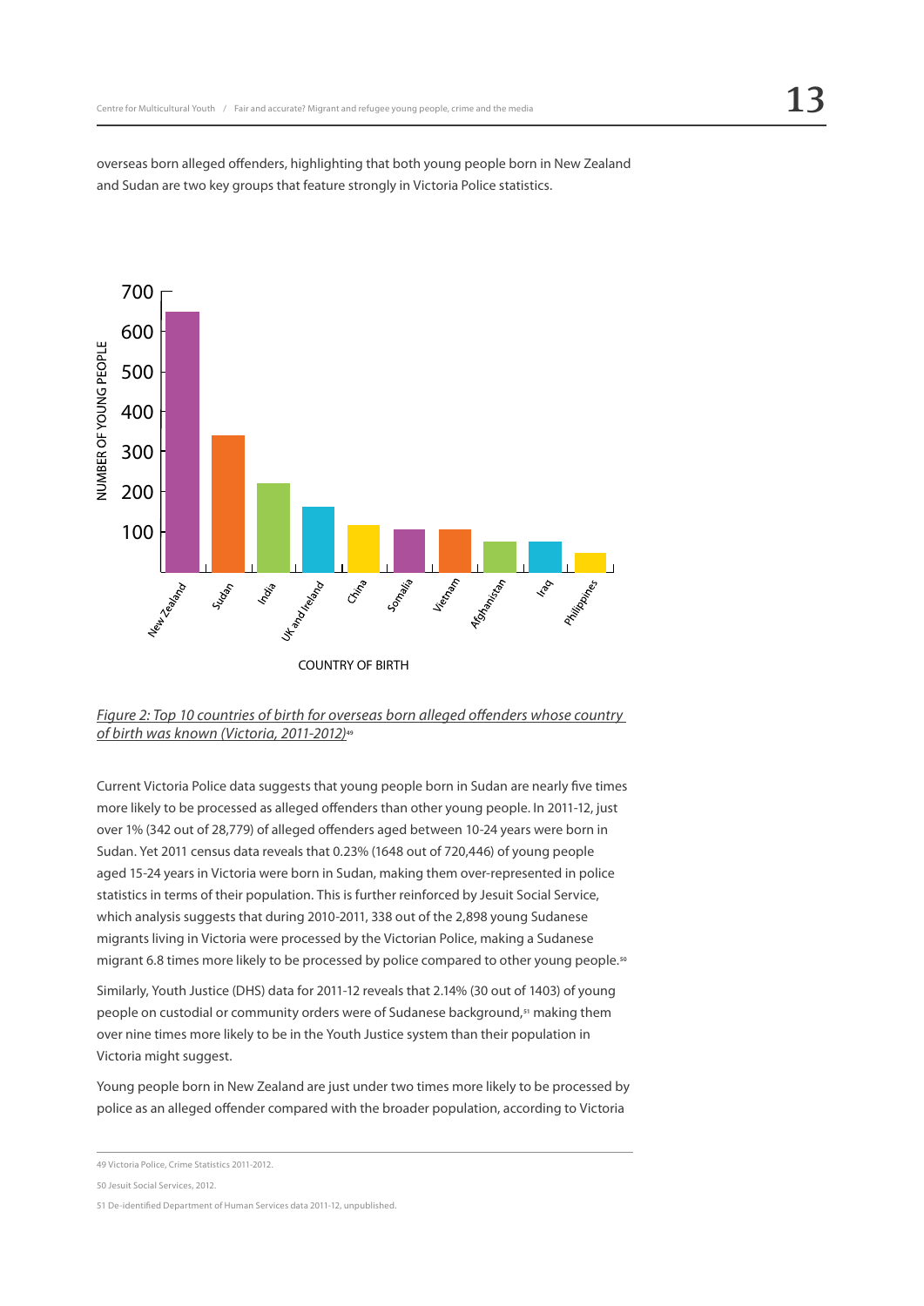overseas born alleged offenders, highlighting that both young people born in New Zealand and Sudan are two key groups that feature strongly in Victoria Police statistics.

*Figure 2: Top 10 countries of birth for overseas born alleged offenders whose country of birth was known (Victoria, 2011-2012)*[49]

Current Victoria Police data suggests that young people born in Sudan are nearly five times more likely to be processed as alleged offenders than other young people. In 2011-12, just over 1% (342 out of 28,779) of alleged offenders aged between 10-24 years were born in Sudan. Yet 2011 census data reveals that 0.23% (1648 out of 720,446) of young people aged 15-24 years in Victoria were born in Sudan, making them over-represented in police statistics in terms of their population. This is further reinforced by Jesuit Social Service, which analysis suggests that during 2010-2011, 338 out of the 2,898 young Sudanese migrants living in Victoria were processed by the Victorian Police, making a Sudanese migrant 6.8 times more likely to be processed by police compared to other young people.[50]

Similarly, Youth Justice (DHS) data for 2011-12 reveals that 2.14% (30 out of 1403) of young people on custodial or community orders were of Sudanese background,[51] making them over nine times more likely to be in the Youth Justice system than their population in Victoria might suggest.

Young people born in New Zealand are just under two times more likely to be processed by police as an alleged offender compared with the broader population, according to Victoria

49 Victoria Police, Crime Statistics 2011-2012.

50 Jesuit Social Services, 2012.

51 De-identified Department of Human Services data 2011-12, unpublished.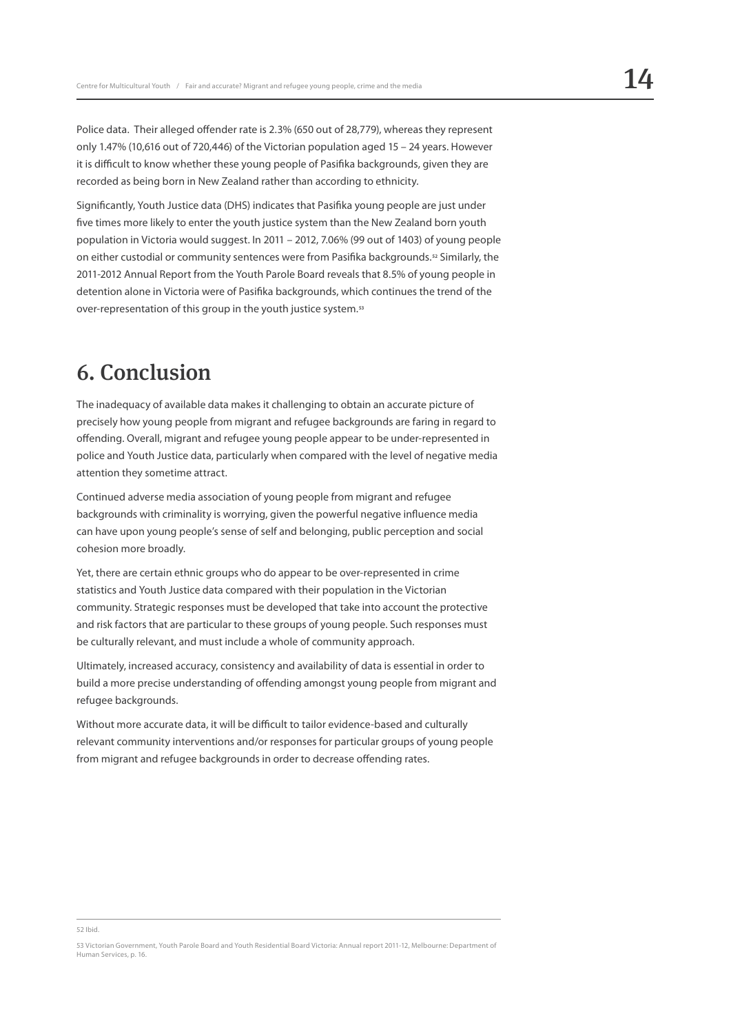Police data. Their alleged offender rate is 2.3% (650 out of 28,779), whereas they represent only 1.47% (10,616 out of 720,446) of the Victorian population aged 15 – 24 years. However it is difficult to know whether these young people of Pasifika backgrounds, given they are recorded as being born in New Zealand rather than according to ethnicity.

Significantly, Youth Justice data (DHS) indicates that Pasifika young people are just under five times more likely to enter the youth justice system than the New Zealand born youth population in Victoria would suggest. In 2011 – 2012, 7.06% (99 out of 1403) of young people on either custodial or community sentences were from Pasifika backgrounds.[52] Similarly, the 2011-2012 Annual Report from the Youth Parole Board reveals that 8.5% of young people in detention alone in Victoria were of Pasifika backgrounds, which continues the trend of the over-representation of this group in the youth justice system.[53]

# 6. Conclusion

The inadequacy of available data makes it challenging to obtain an accurate picture of precisely how young people from migrant and refugee backgrounds are faring in regard to offending. Overall, migrant and refugee young people appear to be under-represented in police and Youth Justice data, particularly when compared with the level of negative media attention they sometime attract.

Continued adverse media association of young people from migrant and refugee backgrounds with criminality is worrying, given the powerful negative influence media can have upon young people's sense of self and belonging, public perception and social cohesion more broadly.

Yet, there are certain ethnic groups who do appear to be over-represented in crime statistics and Youth Justice data compared with their population in the Victorian community. Strategic responses must be developed that take into account the protective and risk factors that are particular to these groups of young people. Such responses must be culturally relevant, and must include a whole of community approach.

Ultimately, increased accuracy, consistency and availability of data is essential in order to build a more precise understanding of offending amongst young people from migrant and refugee backgrounds.

Without more accurate data, it will be difficult to tailor evidence-based and culturally relevant community interventions and/or responses for particular groups of young people from migrant and refugee backgrounds in order to decrease offending rates.

---

52 Ibid.

53 Victorian Government, Youth Parole Board and Youth Residential Board Victoria: Annual report 2011-12, Melbourne: Department of Human Services, p. 16.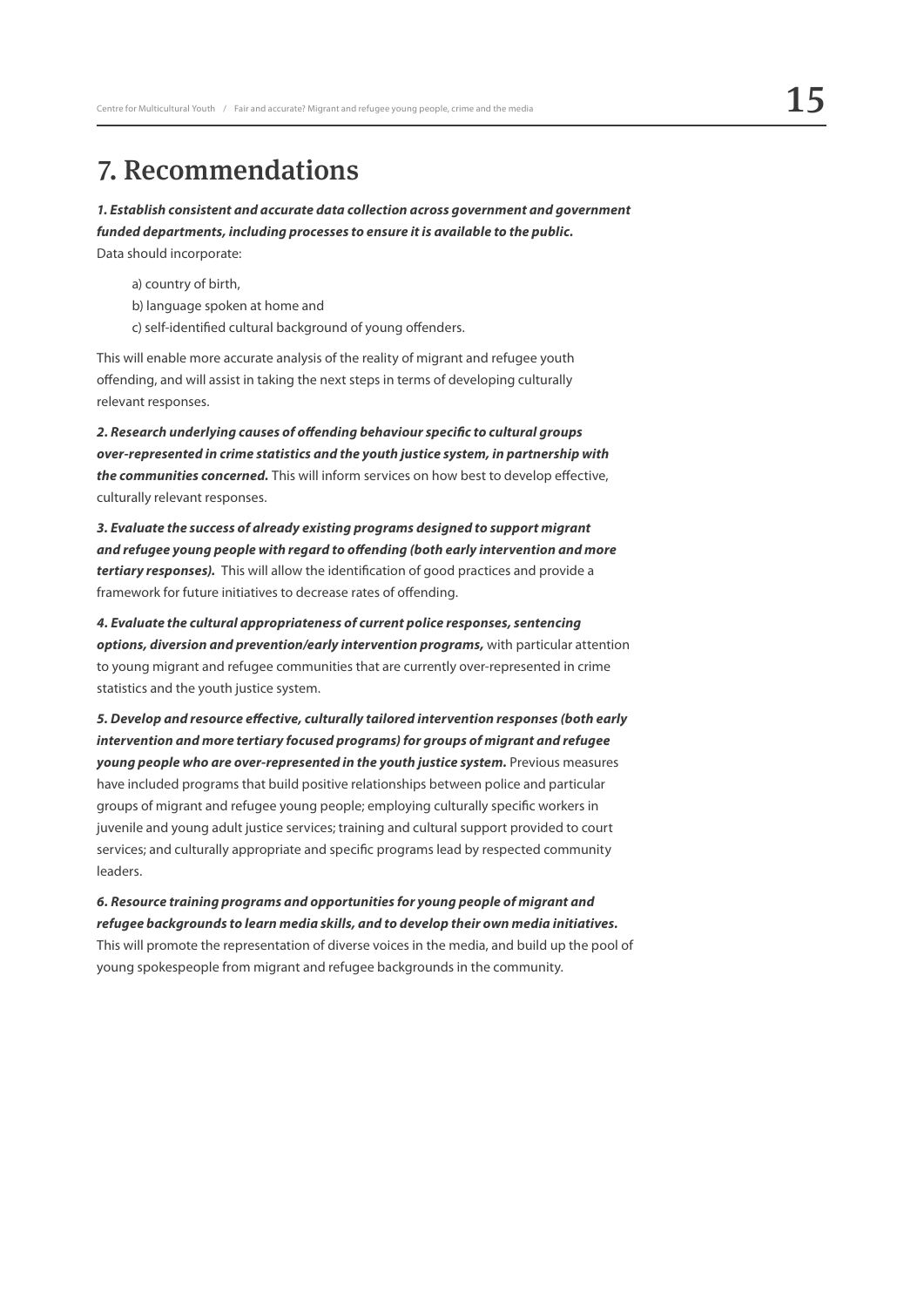# 7. Recommendations

***1. Establish consistent and accurate data collection across government and government funded departments, including processes to ensure it is available to the public.***
Data should incorporate:

a) country of birth,
b) language spoken at home and
c) self-identified cultural background of young offenders.

This will enable more accurate analysis of the reality of migrant and refugee youth offending, and will assist in taking the next steps in terms of developing culturally relevant responses.

***2. Research underlying causes of offending behaviour specific to cultural groups over-represented in crime statistics and the youth justice system, in partnership with the communities concerned.*** This will inform services on how best to develop effective, culturally relevant responses.

***3. Evaluate the success of already existing programs designed to support migrant and refugee young people with regard to offending (both early intervention and more tertiary responses).*** This will allow the identification of good practices and provide a framework for future initiatives to decrease rates of offending.

***4. Evaluate the cultural appropriateness of current police responses, sentencing options, diversion and prevention/early intervention programs,*** with particular attention to young migrant and refugee communities that are currently over-represented in crime statistics and the youth justice system.

***5. Develop and resource effective, culturally tailored intervention responses (both early intervention and more tertiary focused programs) for groups of migrant and refugee young people who are over-represented in the youth justice system.*** Previous measures have included programs that build positive relationships between police and particular groups of migrant and refugee young people; employing culturally specific workers in juvenile and young adult justice services; training and cultural support provided to court services; and culturally appropriate and specific programs lead by respected community leaders.

***6. Resource training programs and opportunities for young people of migrant and refugee backgrounds to learn media skills, and to develop their own media initiatives.***
This will promote the representation of diverse voices in the media, and build up the pool of young spokespeople from migrant and refugee backgrounds in the community.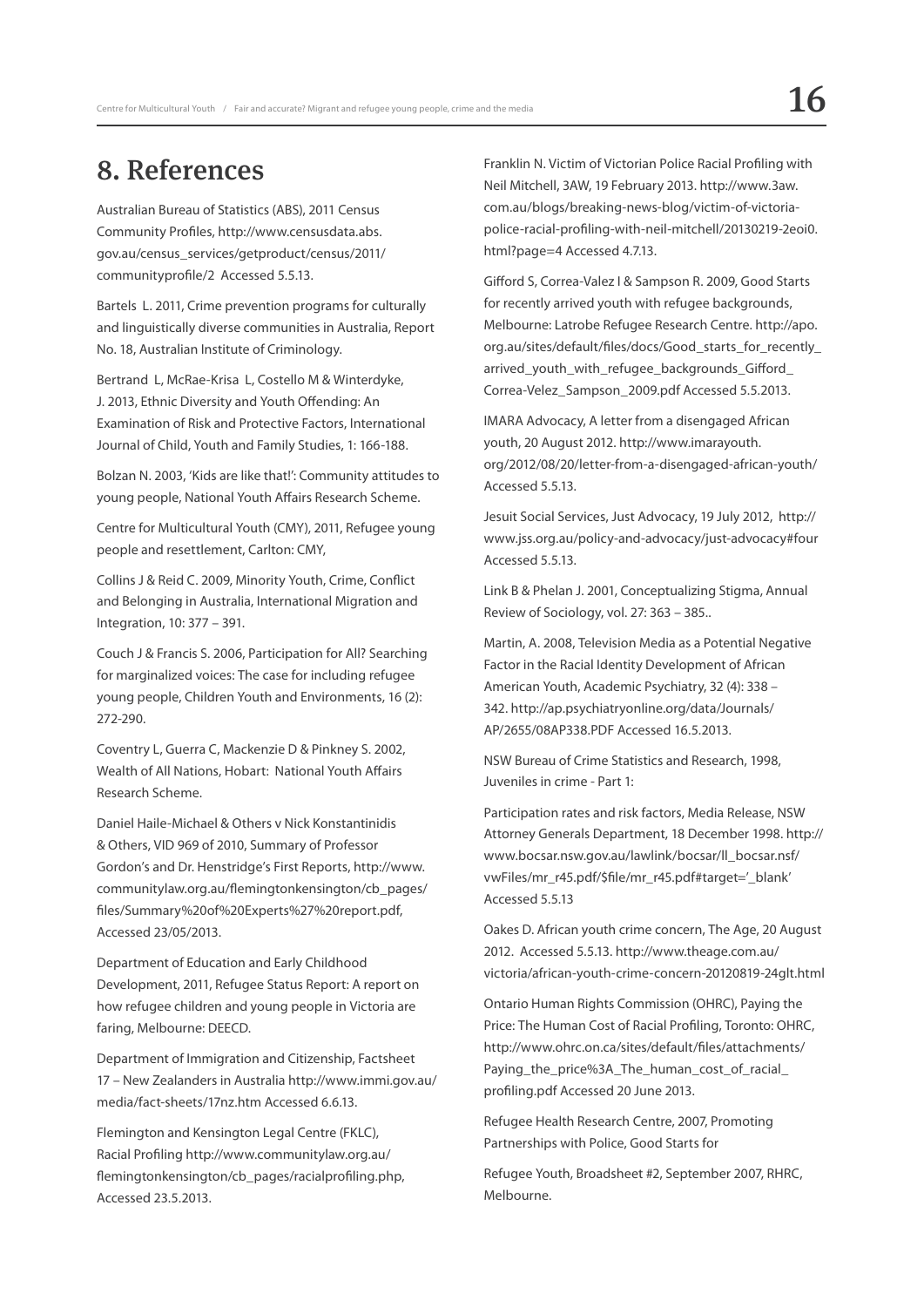# 8. References

Australian Bureau of Statistics (ABS), 2011 Census Community Profiles, http://www.censusdata.abs.gov.au/census_services/getproduct/census/2011/communityprofile/2 Accessed 5.5.13.

Bartels L. 2011, Crime prevention programs for culturally and linguistically diverse communities in Australia, Report No. 18, Australian Institute of Criminology.

Bertrand L, McRae-Krisa L, Costello M & Winterdyke, J. 2013, Ethnic Diversity and Youth Offending: An Examination of Risk and Protective Factors, International Journal of Child, Youth and Family Studies, 1: 166-188.

Bolzan N. 2003, 'Kids are like that!': Community attitudes to young people, National Youth Affairs Research Scheme.

Centre for Multicultural Youth (CMY), 2011, Refugee young people and resettlement, Carlton: CMY,

Collins J & Reid C. 2009, Minority Youth, Crime, Conflict and Belonging in Australia, International Migration and Integration, 10: 377 – 391.

Couch J & Francis S. 2006, Participation for All? Searching for marginalized voices: The case for including refugee young people, Children Youth and Environments, 16 (2): 272-290.

Coventry L, Guerra C, Mackenzie D & Pinkney S. 2002, Wealth of All Nations, Hobart: National Youth Affairs Research Scheme.

Daniel Haile-Michael & Others v Nick Konstantinidis & Others, VID 969 of 2010, Summary of Professor Gordon's and Dr. Henstridge's First Reports, http://www.communitylaw.org.au/flemingtonkensington/cb_pages/files/Summary%20of%20Experts%27%20report.pdf, Accessed 23/05/2013.

Department of Education and Early Childhood Development, 2011, Refugee Status Report: A report on how refugee children and young people in Victoria are faring, Melbourne: DEECD.

Department of Immigration and Citizenship, Factsheet 17 – New Zealanders in Australia http://www.immi.gov.au/media/fact-sheets/17nz.htm Accessed 6.6.13.

Flemington and Kensington Legal Centre (FKLC), Racial Profiling http://www.communitylaw.org.au/flemingtonkensington/cb_pages/racialprofiling.php, Accessed 23.5.2013.

Franklin N. Victim of Victorian Police Racial Profiling with Neil Mitchell, 3AW, 19 February 2013. http://www.3aw.com.au/blogs/breaking-news-blog/victim-of-victoria-police-racial-profiling-with-neil-mitchell/20130219-2eoi0.html?page=4 Accessed 4.7.13.

Gifford S, Correa-Valez I & Sampson R. 2009, Good Starts for recently arrived youth with refugee backgrounds, Melbourne: Latrobe Refugee Research Centre. http://apo.org.au/sites/default/files/docs/Good_starts_for_recently_arrived_youth_with_refugee_backgrounds_Gifford_Correa-Velez_Sampson_2009.pdf Accessed 5.5.2013.

IMARA Advocacy, A letter from a disengaged African youth, 20 August 2012. http://www.imarayouth.org/2012/08/20/letter-from-a-disengaged-african-youth/ Accessed 5.5.13.

Jesuit Social Services, Just Advocacy, 19 July 2012, http://www.jss.org.au/policy-and-advocacy/just-advocacy#four Accessed 5.5.13.

Link B & Phelan J. 2001, Conceptualizing Stigma, Annual Review of Sociology, vol. 27: 363 – 385..

Martin, A. 2008, Television Media as a Potential Negative Factor in the Racial Identity Development of African American Youth, Academic Psychiatry, 32 (4): 338 – 342. http://ap.psychiatryonline.org/data/Journals/AP/2655/08AP338.PDF Accessed 16.5.2013.

NSW Bureau of Crime Statistics and Research, 1998, Juveniles in crime - Part 1:

Participation rates and risk factors, Media Release, NSW Attorney Generals Department, 18 December 1998. http://www.bocsar.nsw.gov.au/lawlink/bocsar/ll_bocsar.nsf/vwFiles/mr_r45.pdf/$file/mr_r45.pdf#target='_blank' Accessed 5.5.13

Oakes D. African youth crime concern, The Age, 20 August 2012. Accessed 5.5.13. http://www.theage.com.au/victoria/african-youth-crime-concern-20120819-24glt.html

Ontario Human Rights Commission (OHRC), Paying the Price: The Human Cost of Racial Profiling, Toronto: OHRC, http://www.ohrc.on.ca/sites/default/files/attachments/Paying_the_price%3A_The_human_cost_of_racial_profiling.pdf Accessed 20 June 2013.

Refugee Health Research Centre, 2007, Promoting Partnerships with Police, Good Starts for

Refugee Youth, Broadsheet #2, September 2007, RHRC, Melbourne.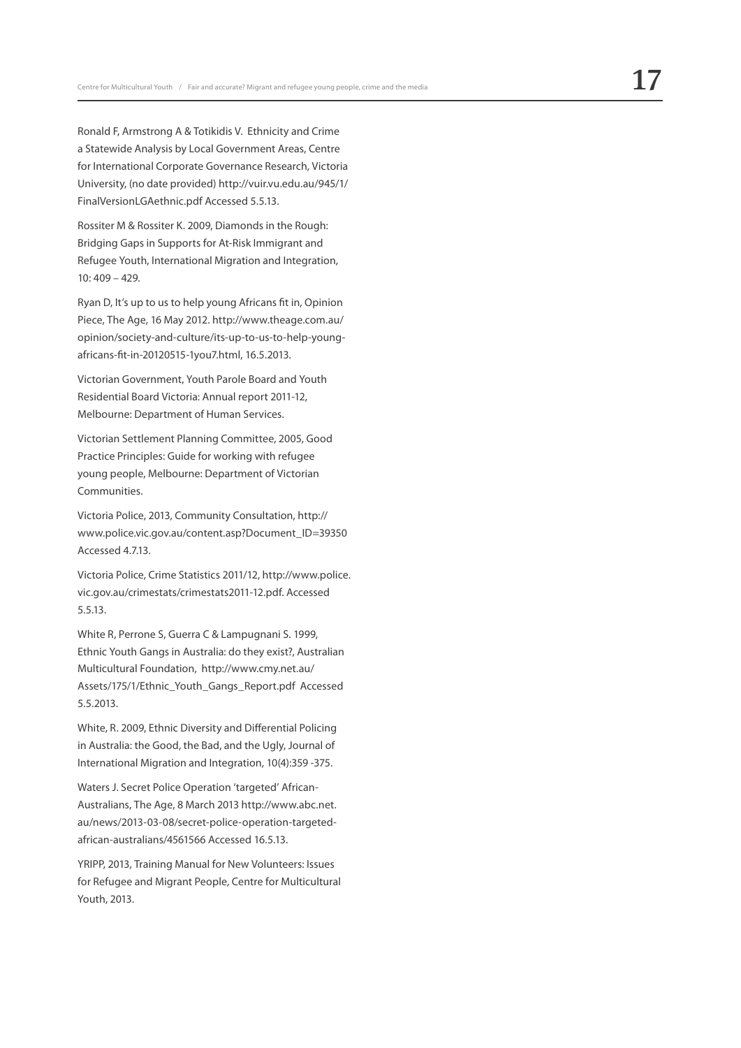Ronald F, Armstrong A & Totikidis V. Ethnicity and Crime a Statewide Analysis by Local Government Areas, Centre for International Corporate Governance Research, Victoria University, (no date provided) http://vuir.vu.edu.au/945/1/FinalVersionLGAethnic.pdf Accessed 5.5.13.

Rossiter M & Rossiter K. 2009, Diamonds in the Rough: Bridging Gaps in Supports for At-Risk Immigrant and Refugee Youth, International Migration and Integration, 10: 409 – 429.

Ryan D, It's up to us to help young Africans fit in, Opinion Piece, The Age, 16 May 2012. http://www.theage.com.au/opinion/society-and-culture/its-up-to-us-to-help-young-africans-fit-in-20120515-1you7.html, 16.5.2013.

Victorian Government, Youth Parole Board and Youth Residential Board Victoria: Annual report 2011-12, Melbourne: Department of Human Services.

Victorian Settlement Planning Committee, 2005, Good Practice Principles: Guide for working with refugee young people, Melbourne: Department of Victorian Communities.

Victoria Police, 2013, Community Consultation, http://www.police.vic.gov.au/content.asp?Document_ID=39350 Accessed 4.7.13.

Victoria Police, Crime Statistics 2011/12, http://www.police.vic.gov.au/crimestats/crimestats2011-12.pdf. Accessed 5.5.13.

White R, Perrone S, Guerra C & Lampugnani S. 1999, Ethnic Youth Gangs in Australia: do they exist?, Australian Multicultural Foundation, http://www.cmy.net.au/Assets/175/1/Ethnic_Youth_Gangs_Report.pdf Accessed 5.5.2013.

White, R. 2009, Ethnic Diversity and Differential Policing in Australia: the Good, the Bad, and the Ugly, Journal of International Migration and Integration, 10(4):359 -375.

Waters J. Secret Police Operation 'targeted' African-Australians, The Age, 8 March 2013 http://www.abc.net.au/news/2013-03-08/secret-police-operation-targeted-african-australians/4561566 Accessed 16.5.13.

YRIPP, 2013, Training Manual for New Volunteers: Issues for Refugee and Migrant People, Centre for Multicultural Youth, 2013.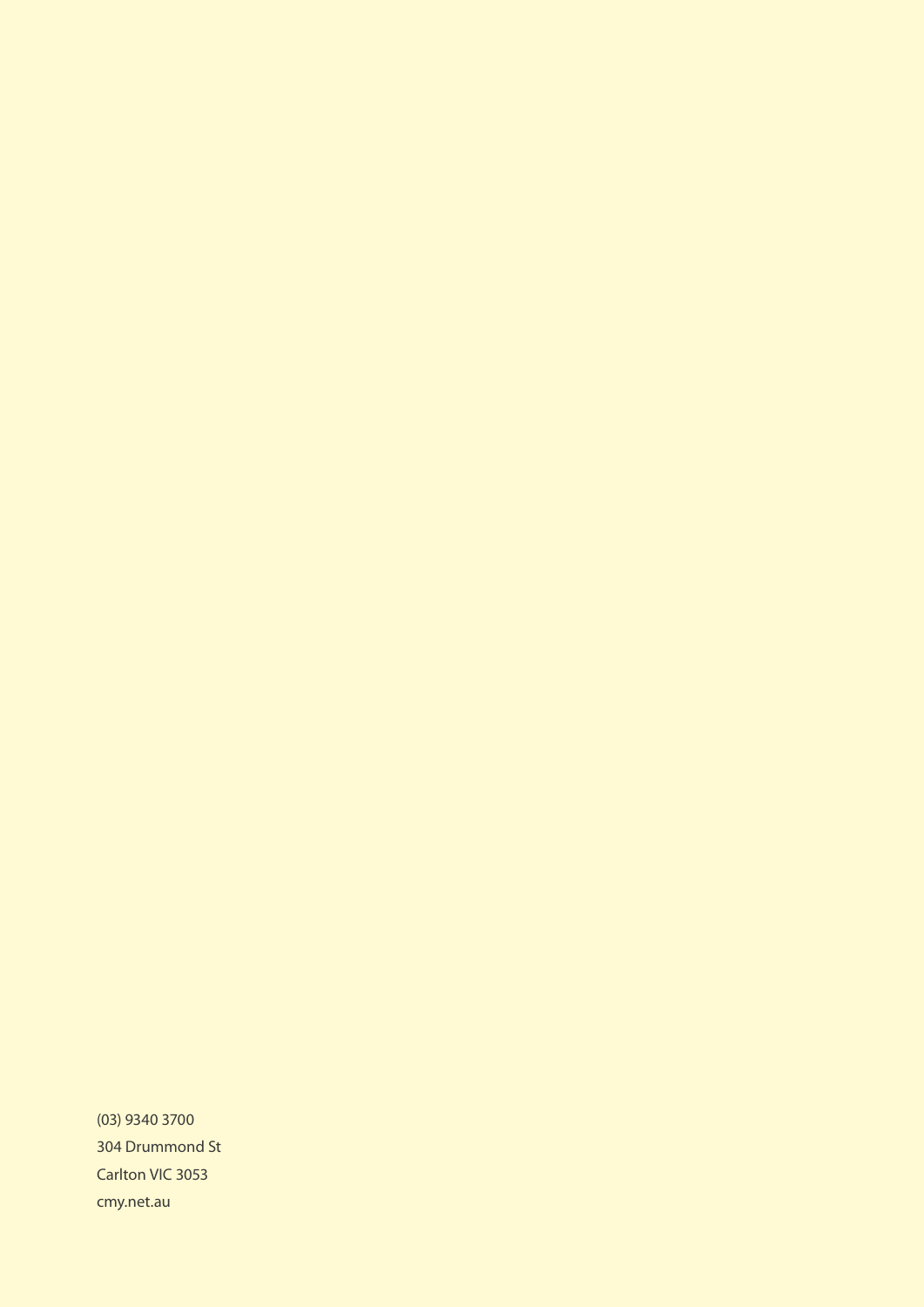(03) 9340 3700

304 Drummond St

Carlton VIC 3053

cmy.net.au